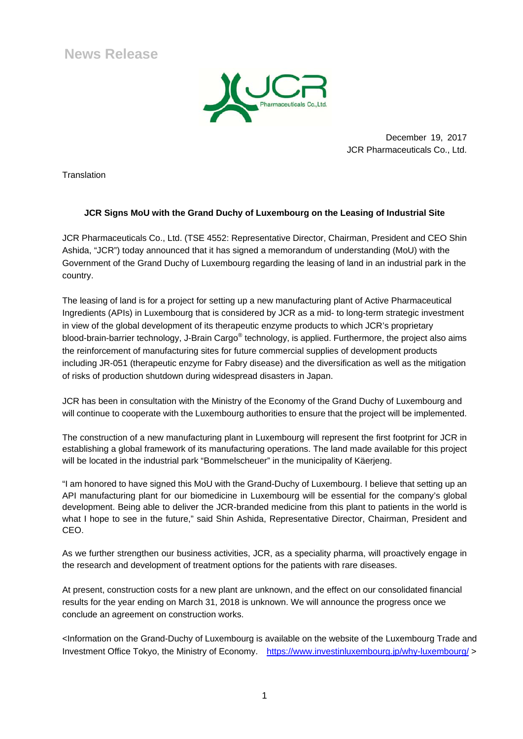# News Release

December 19, 2017
JCR Pharmaceuticals Co., Ltd.

Translation

**JCR Signs MoU with the Grand Duchy of Luxembourg on the Leasing of Industrial Site**

JCR Pharmaceuticals Co., Ltd. (TSE 4552: Representative Director, Chairman, President and CEO Shin Ashida, "JCR") today announced that it has signed a memorandum of understanding (MoU) with the Government of the Grand Duchy of Luxembourg regarding the leasing of land in an industrial park in the country.

The leasing of land is for a project for setting up a new manufacturing plant of Active Pharmaceutical Ingredients (APIs) in Luxembourg that is considered by JCR as a mid- to long-term strategic investment in view of the global development of its therapeutic enzyme products to which JCR's proprietary blood-brain-barrier technology, J-Brain Cargo® technology, is applied. Furthermore, the project also aims the reinforcement of manufacturing sites for future commercial supplies of development products including JR-051 (therapeutic enzyme for Fabry disease) and the diversification as well as the mitigation of risks of production shutdown during widespread disasters in Japan.

JCR has been in consultation with the Ministry of the Economy of the Grand Duchy of Luxembourg and will continue to cooperate with the Luxembourg authorities to ensure that the project will be implemented.

The construction of a new manufacturing plant in Luxembourg will represent the first footprint for JCR in establishing a global framework of its manufacturing operations. The land made available for this project will be located in the industrial park "Bommelscheuer" in the municipality of Käerjeng.

"I am honored to have signed this MoU with the Grand-Duchy of Luxembourg. I believe that setting up an API manufacturing plant for our biomedicine in Luxembourg will be essential for the company's global development. Being able to deliver the JCR-branded medicine from this plant to patients in the world is what I hope to see in the future," said Shin Ashida, Representative Director, Chairman, President and CEO.

As we further strengthen our business activities, JCR, as a speciality pharma, will proactively engage in the research and development of treatment options for the patients with rare diseases.

At present, construction costs for a new plant are unknown, and the effect on our consolidated financial results for the year ending on March 31, 2018 is unknown. We will announce the progress once we conclude an agreement on construction works.

<Information on the Grand-Duchy of Luxembourg is available on the website of the Luxembourg Trade and Investment Office Tokyo, the Ministry of Economy. https://www.investinluxembourg.jp/why-luxembourg/ >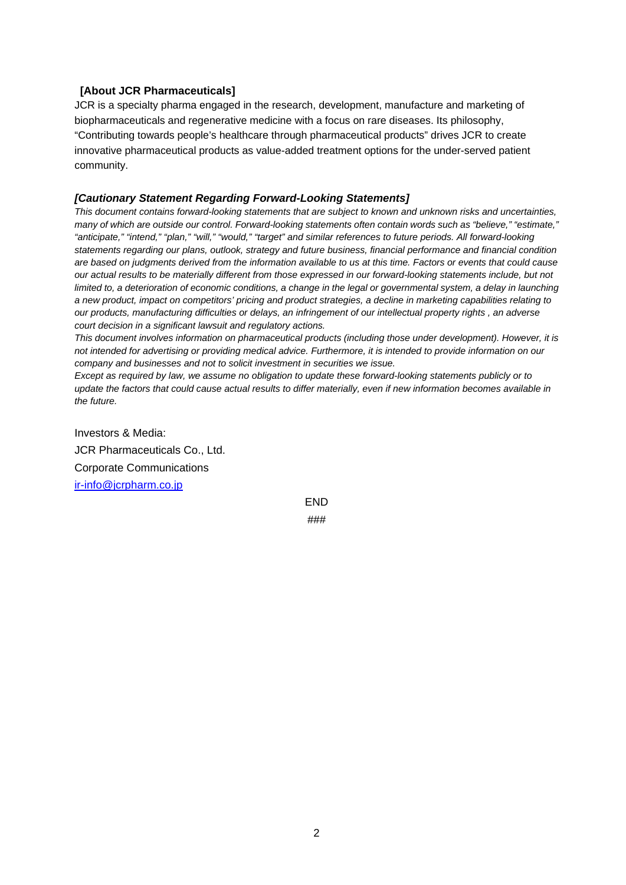**[About JCR Pharmaceuticals]**

JCR is a specialty pharma engaged in the research, development, manufacture and marketing of biopharmaceuticals and regenerative medicine with a focus on rare diseases. Its philosophy, "Contributing towards people's healthcare through pharmaceutical products" drives JCR to create innovative pharmaceutical products as value-added treatment options for the under-served patient community.

***[Cautionary Statement Regarding Forward-Looking Statements]***

*This document contains forward-looking statements that are subject to known and unknown risks and uncertainties, many of which are outside our control. Forward-looking statements often contain words such as "believe," "estimate," "anticipate," "intend," "plan," "will," "would," "target" and similar references to future periods. All forward-looking statements regarding our plans, outlook, strategy and future business, financial performance and financial condition are based on judgments derived from the information available to us at this time. Factors or events that could cause our actual results to be materially different from those expressed in our forward-looking statements include, but not limited to, a deterioration of economic conditions, a change in the legal or governmental system, a delay in launching a new product, impact on competitors' pricing and product strategies, a decline in marketing capabilities relating to our products, manufacturing difficulties or delays, an infringement of our intellectual property rights , an adverse court decision in a significant lawsuit and regulatory actions.*

*This document involves information on pharmaceutical products (including those under development). However, it is not intended for advertising or providing medical advice. Furthermore, it is intended to provide information on our company and businesses and not to solicit investment in securities we issue.*

*Except as required by law, we assume no obligation to update these forward-looking statements publicly or to update the factors that could cause actual results to differ materially, even if new information becomes available in the future.*

Investors & Media:

JCR Pharmaceuticals Co., Ltd.

Corporate Communications

ir-info@jcrpharm.co.jp

END

###